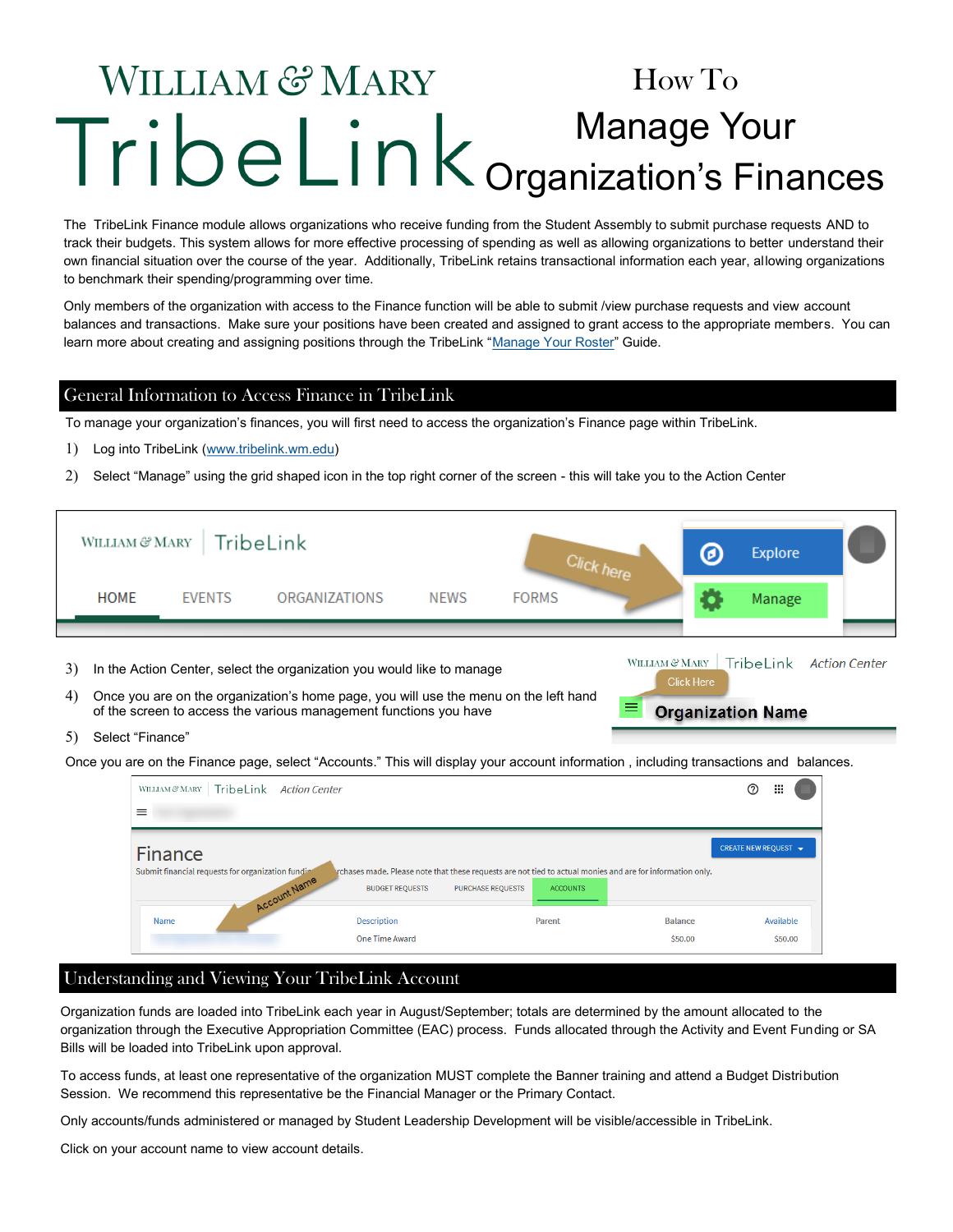# William & Mary TribeLink

# How To Manage Your Organization's Finances

The TribeLink Finance module allows organizations who receive funding from the Student Assembly to submit purchase requests AND to track their budgets. This system allows for more effective processing of spending as well as allowing organizations to better understand their own financial situation over the course of the year. Additionally, TribeLink retains transactional information each year, allowing organizations to benchmark their spending/programming over time.

Only members of the organization with access to the Finance function will be able to submit /view purchase requests and view account balances and transactions. Make sure your positions have been created and assigned to grant access to the appropriate members. You can learn more about creating and assigning positions through the TribeLink "Manage Your Roster" Guide.

## General Information to Access Finance in TribeLink

To manage your organization's finances, you will first need to access the organization's Finance page within TribeLink.

1) Log into TribeLink (www.tribelink.wm.edu)
2) Select "Manage" using the grid shaped icon in the top right corner of the screen - this will take you to the Action Center
3) In the Action Center, select the organization you would like to manage
4) Once you are on the organization's home page, you will use the menu on the left hand of the screen to access the various management functions you have
5) Select "Finance"

Once you are on the Finance page, select "Accounts." This will display your account information , including transactions and balances.

## Understanding and Viewing Your TribeLink Account

Organization funds are loaded into TribeLink each year in August/September; totals are determined by the amount allocated to the organization through the Executive Appropriation Committee (EAC) process. Funds allocated through the Activity and Event Funding or SA Bills will be loaded into TribeLink upon approval.

To access funds, at least one representative of the organization MUST complete the Banner training and attend a Budget Distribution Session. We recommend this representative be the Financial Manager or the Primary Contact.

Only accounts/funds administered or managed by Student Leadership Development will be visible/accessible in TribeLink.

Click on your account name to view account details.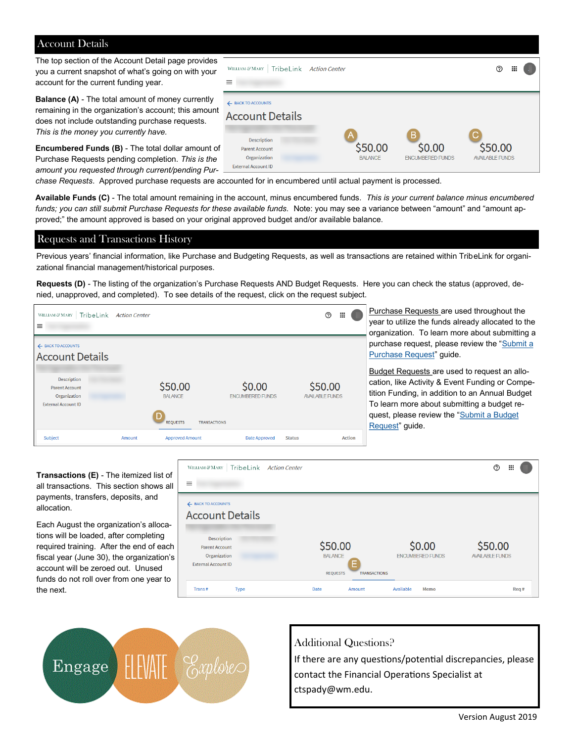# Account Details

The top section of the Account Detail page provides you a current snapshot of what's going on with your account for the current funding year.

**Balance (A)** - The total amount of money currently remaining in the organization's account; this amount does not include outstanding purchase requests. *This is the money you currently have.*

**Encumbered Funds (B)** - The total dollar amount of Purchase Requests pending completion. *This is the amount you requested through current/pending Purchase Requests*. Approved purchase requests are accounted for in encumbered until actual payment is processed.

**Available Funds (C)** - The total amount remaining in the account, minus encumbered funds. *This is your current balance minus encumbered funds; you can still submit Purchase Requests for these available funds.* Note: you may see a variance between "amount" and "amount approved;" the amount approved is based on your original approved budget and/or available balance.

# Requests and Transactions History

Previous years' financial information, like Purchase and Budgeting Requests, as well as transactions are retained within TribeLink for organizational financial management/historical purposes.

**Requests (D)** - The listing of the organization's Purchase Requests AND Budget Requests. Here you can check the status (approved, denied, unapproved, and completed). To see details of the request, click on the request subject.

Purchase Requests are used throughout the year to utilize the funds already allocated to the organization. To learn more about submitting a purchase request, please review the "Submit a Purchase Request" guide.

Budget Requests are used to request an allocation, like Activity & Event Funding or Competition Funding, in addition to an Annual Budget. To learn more about submitting a budget request, please review the "Submit a Budget Request" guide.

**Transactions (E)** - The itemized list of all transactions. This section shows all payments, transfers, deposits, and allocation.

Each August the organization's allocations will be loaded, after completing required training. After the end of each fiscal year (June 30), the organization's account will be zeroed out. Unused funds do not roll over from one year to the next.

Additional Questions?

If there are any questions/potential discrepancies, please contact the Financial Operations Specialist at ctspady@wm.edu.

Version August 2019